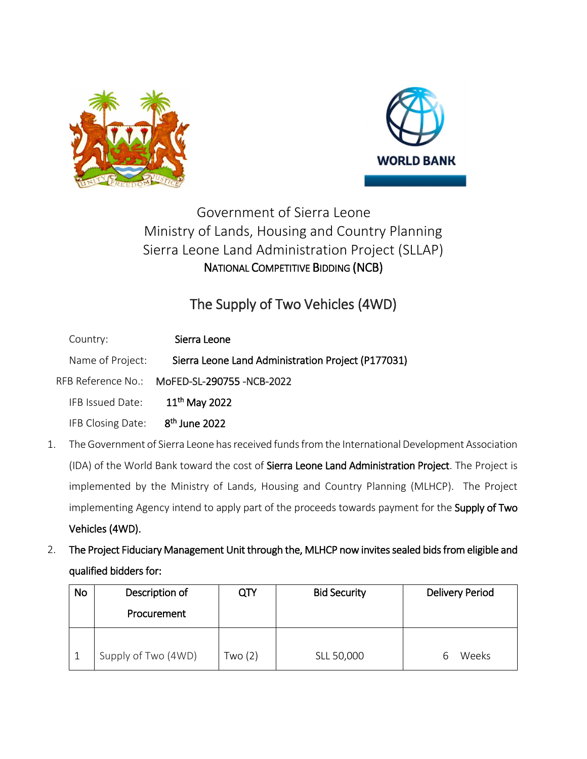Government of Sierra Leone
Ministry of Lands, Housing and Country Planning
Sierra Leone Land Administration Project (SLLAP)
**NATIONAL COMPETITIVE BIDDING (NCB)**

# The Supply of Two Vehicles (4WD)

Country: **Sierra Leone**

Name of Project: **Sierra Leone Land Administration Project (P177031)**

RFB Reference No.: **MoFED-SL-290755 -NCB-2022**

IFB Issued Date: **11th May 2022**

IFB Closing Date: **8th June 2022**

1. The Government of Sierra Leone has received funds from the International Development Association (IDA) of the World Bank toward the cost of **Sierra Leone Land Administration Project**. The Project is implemented by the Ministry of Lands, Housing and Country Planning (MLHCP). The Project implementing Agency intend to apply part of the proceeds towards payment for the **Supply of Two Vehicles (4WD).**
2. **The Project Fiduciary Management Unit through the, MLHCP now invites sealed bids from eligible and qualified bidders for:**

| No | Description of Procurement | QTY | Bid Security | Delivery Period |
|---|---|---|---|---|
| 1 | Supply of Two (4WD) | Two (2) | SLL 50,000 | 6 Weeks |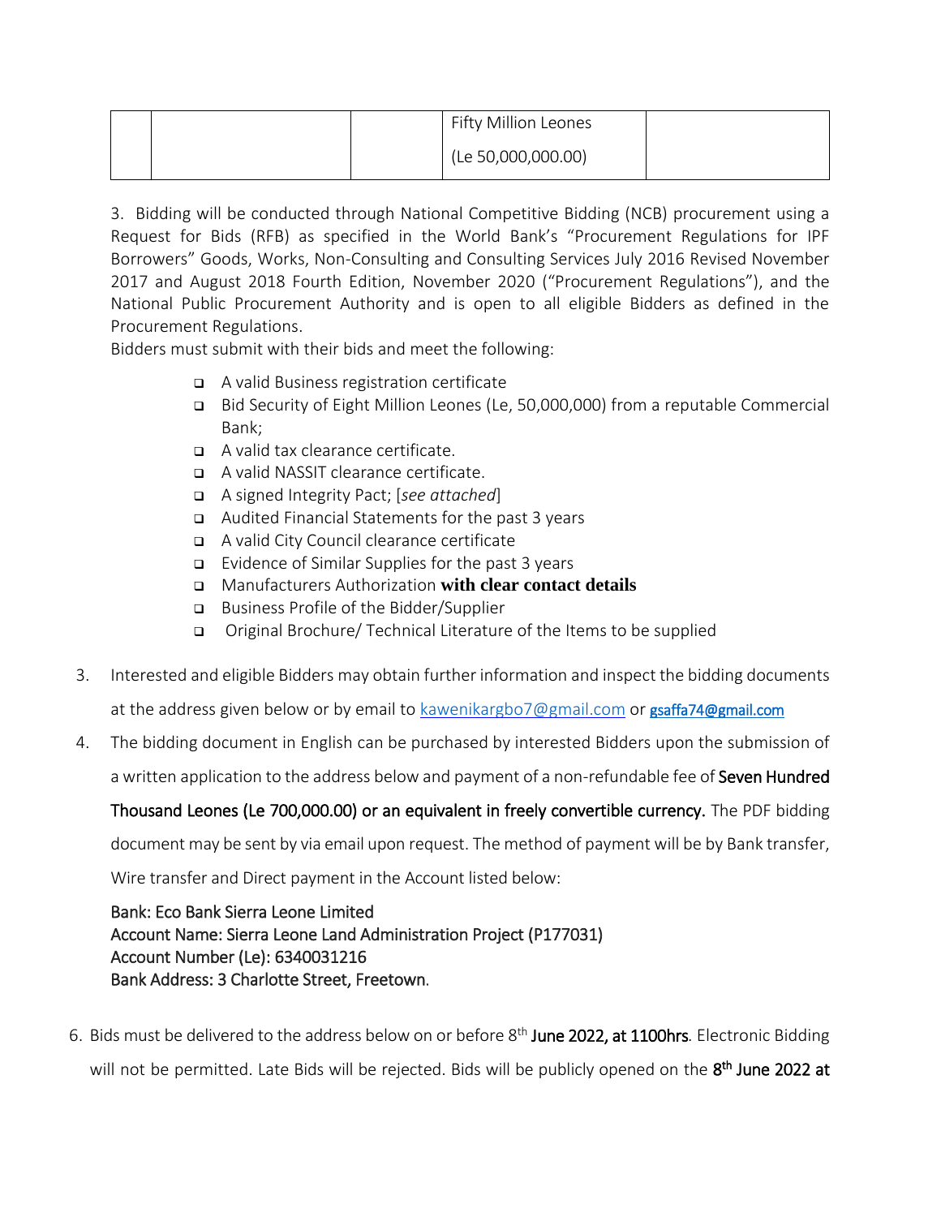|  |  |  | Fifty Million Leones<br>(Le 50,000,000.00) |  |
|---|---|---|---|---|

3. Bidding will be conducted through National Competitive Bidding (NCB) procurement using a Request for Bids (RFB) as specified in the World Bank's "Procurement Regulations for IPF Borrowers" Goods, Works, Non-Consulting and Consulting Services July 2016 Revised November 2017 and August 2018 Fourth Edition, November 2020 ("Procurement Regulations"), and the National Public Procurement Authority and is open to all eligible Bidders as defined in the Procurement Regulations.

Bidders must submit with their bids and meet the following:

- A valid Business registration certificate
- Bid Security of Eight Million Leones (Le, 50,000,000) from a reputable Commercial Bank;
- A valid tax clearance certificate.
- A valid NASSIT clearance certificate.
- A signed Integrity Pact; [*see attached*]
- Audited Financial Statements for the past 3 years
- A valid City Council clearance certificate
- Evidence of Similar Supplies for the past 3 years
- Manufacturers Authorization **with clear contact details**
- Business Profile of the Bidder/Supplier
- Original Brochure/ Technical Literature of the Items to be supplied

3. Interested and eligible Bidders may obtain further information and inspect the bidding documents at the address given below or by email to kawenikargbo7@gmail.com or gsaffa74@gmail.com

4. The bidding document in English can be purchased by interested Bidders upon the submission of a written application to the address below and payment of a non-refundable fee of **Seven Hundred Thousand Leones (Le 700,000.00) or an equivalent in freely convertible currency.** The PDF bidding document may be sent by via email upon request. The method of payment will be by Bank transfer, Wire transfer and Direct payment in the Account listed below:

**Bank: Eco Bank Sierra Leone Limited**
**Account Name: Sierra Leone Land Administration Project (P177031)**
**Account Number (Le): 6340031216**
**Bank Address: 3 Charlotte Street, Freetown.**

6. Bids must be delivered to the address below on or before 8th **June 2022, at 1100hrs**. Electronic Bidding will not be permitted. Late Bids will be rejected. Bids will be publicly opened on the **8th June 2022 at**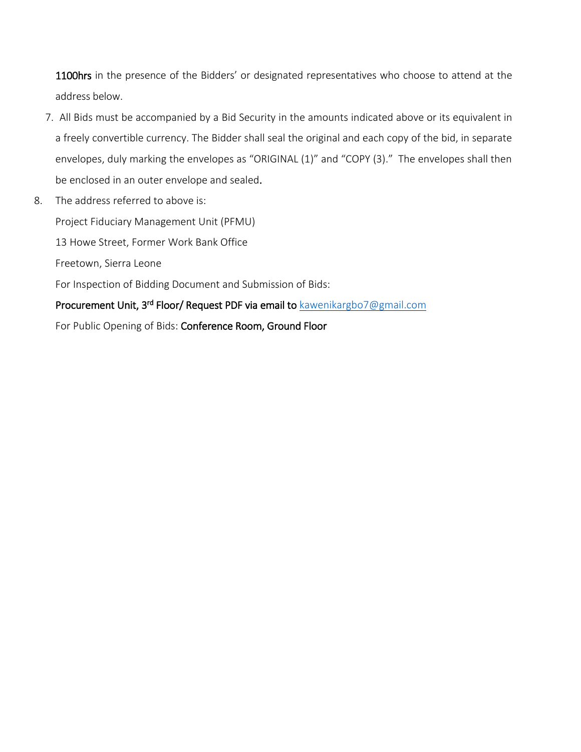**1100hrs** in the presence of the Bidders' or designated representatives who choose to attend at the address below.

7. All Bids must be accompanied by a Bid Security in the amounts indicated above or its equivalent in a freely convertible currency. The Bidder shall seal the original and each copy of the bid, in separate envelopes, duly marking the envelopes as "ORIGINAL (1)" and "COPY (3)." The envelopes shall then be enclosed in an outer envelope and sealed.

8. The address referred to above is:

   Project Fiduciary Management Unit (PFMU)

   13 Howe Street, Former Work Bank Office

   Freetown, Sierra Leone

   For Inspection of Bidding Document and Submission of Bids:

   **Procurement Unit, 3rd Floor/ Request PDF via email to** kawenikargbo7@gmail.com

   For Public Opening of Bids: **Conference Room, Ground Floor**